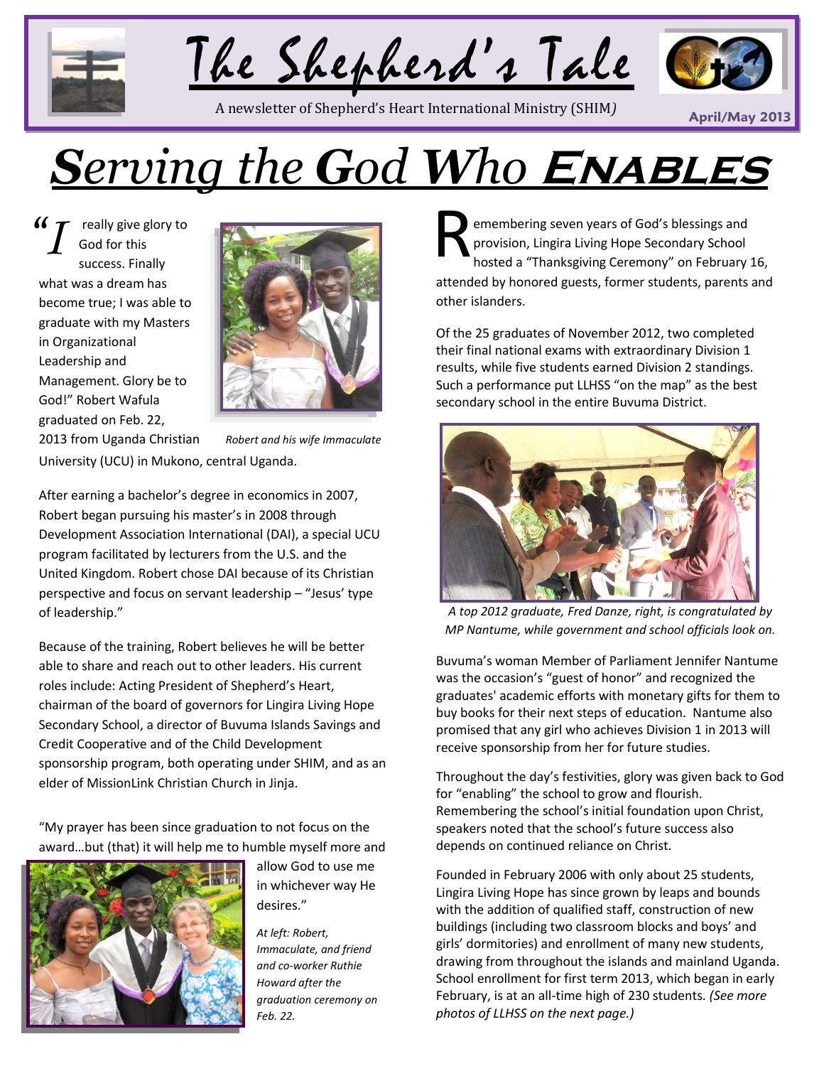# The Shepherd's Tale

A newsletter of Shepherd's Heart International Ministry (SHIM)

April/May 2013

# *Serving the God Who* **Enables**

"I really give glory to God for this success. Finally what was a dream has become true; I was able to graduate with my Masters in Organizational Leadership and Management. Glory be to God!" Robert Wafula graduated on Feb. 22, 2013 from Uganda Christian University (UCU) in Mukono, central Uganda.

*Robert and his wife Immaculate*

After earning a bachelor's degree in economics in 2007, Robert began pursuing his master's in 2008 through Development Association International (DAI), a special UCU program facilitated by lecturers from the U.S. and the United Kingdom. Robert chose DAI because of its Christian perspective and focus on servant leadership – "Jesus' type of leadership."

Because of the training, Robert believes he will be better able to share and reach out to other leaders. His current roles include: Acting President of Shepherd's Heart, chairman of the board of governors for Lingira Living Hope Secondary School, a director of Buvuma Islands Savings and Credit Cooperative and of the Child Development sponsorship program, both operating under SHIM, and as an elder of MissionLink Christian Church in Jinja.

"My prayer has been since graduation to not focus on the award…but (that) it will help me to humble myself more and allow God to use me in whichever way He desires."

*At left: Robert, Immaculate, and friend and co-worker Ruthie Howard after the graduation ceremony on Feb. 22.*

Remembering seven years of God's blessings and provision, Lingira Living Hope Secondary School hosted a "Thanksgiving Ceremony" on February 16, attended by honored guests, former students, parents and other islanders.

Of the 25 graduates of November 2012, two completed their final national exams with extraordinary Division 1 results, while five students earned Division 2 standings. Such a performance put LLHSS "on the map" as the best secondary school in the entire Buvuma District.

*A top 2012 graduate, Fred Danze, right, is congratulated by MP Nantume, while government and school officials look on.*

Buvuma's woman Member of Parliament Jennifer Nantume was the occasion's "guest of honor" and recognized the graduates' academic efforts with monetary gifts for them to buy books for their next steps of education. Nantume also promised that any girl who achieves Division 1 in 2013 will receive sponsorship from her for future studies.

Throughout the day's festivities, glory was given back to God for "enabling" the school to grow and flourish. Remembering the school's initial foundation upon Christ, speakers noted that the school's future success also depends on continued reliance on Christ.

Founded in February 2006 with only about 25 students, Lingira Living Hope has since grown by leaps and bounds with the addition of qualified staff, construction of new buildings (including two classroom blocks and boys' and girls' dormitories) and enrollment of many new students, drawing from throughout the islands and mainland Uganda. School enrollment for first term 2013, which began in early February, is at an all-time high of 230 students. *(See more photos of LLHSS on the next page.)*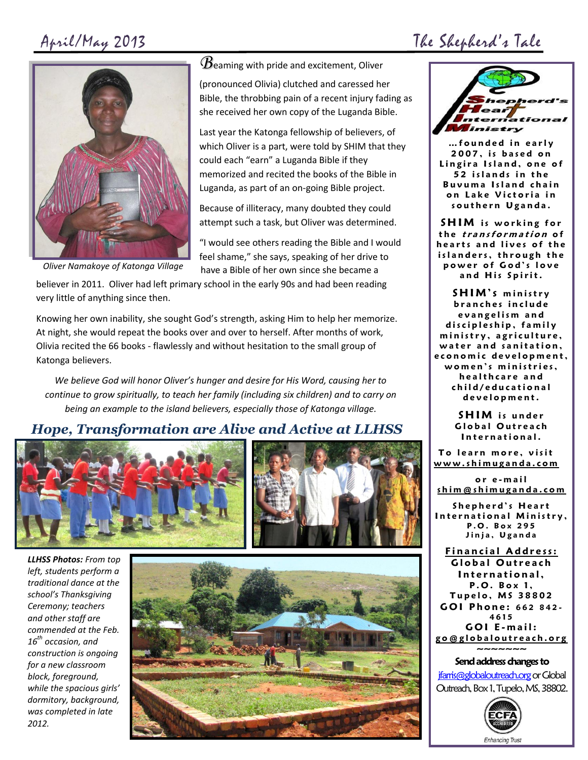Oliver Namakoye of Katonga Village

**B**eaming with pride and excitement, Oliver (pronounced Olivia) clutched and caressed her Bible, the throbbing pain of a recent injury fading as she received her own copy of the Luganda Bible.

Last year the Katonga fellowship of believers, of which Oliver is a part, were told by SHIM that they could each "earn" a Luganda Bible if they memorized and recited the books of the Bible in Luganda, as part of an on-going Bible project.

Because of illiteracy, many doubted they could attempt such a task, but Oliver was determined.

"I would see others reading the Bible and I would feel shame," she says, speaking of her drive to have a Bible of her own since she became a believer in 2011. Oliver had left primary school in the early 90s and had been reading very little of anything since then.

Knowing her own inability, she sought God's strength, asking Him to help her memorize. At night, she would repeat the books over and over to herself. After months of work, Olivia recited the 66 books - flawlessly and without hesitation to the small group of Katonga believers.

*We believe God will honor Oliver's hunger and desire for His Word, causing her to continue to grow spiritually, to teach her family (including six children) and to carry on being an example to the island believers, especially those of Katonga village.*

## Hope, Transformation are Alive and Active at LLHSS

***LLHSS Photos:*** *From top left, students perform a traditional dance at the school's Thanksgiving Ceremony; teachers and other staff are commended at the Feb. 16th occasion, and construction is ongoing for a new classroom block, foreground, while the spacious girls' dormitory, background, was completed in late 2012.*

Shepherd's Heart International Ministry

**...founded in early 2007, is based on Lingira Island, one of 52 islands in the Buvuma Island chain on Lake Victoria in southern Uganda.**

**SHIM is working for the *transformation* of hearts and lives of the islanders, through the power of God's love and His Spirit.**

**SHIM's ministry branches include evangelism and discipleship, family ministry, agriculture, water and sanitation, economic development, women's ministries, healthcare and child/educational development.**

**SHIM is under Global Outreach International.**

**To learn more, visit www.shimuganda.com**

**or e-mail shim@shimuganda.com**

**Shepherd's Heart International Ministry, P.O. Box 295 Jinja, Uganda**

**Financial Address:**
**Global Outreach International, P.O. Box 1, Tupelo, MS 38802**
**GOI Phone: 662 842-4615**
**GOI E-mail: go@globaloutreach.org**

~~~~~~~

**Send address changes to** jfarris@globaloutreach.org or Global Outreach, Box 1, Tupelo, MS, 38802.

ECFA ACCREDITED
Enhancing Trust